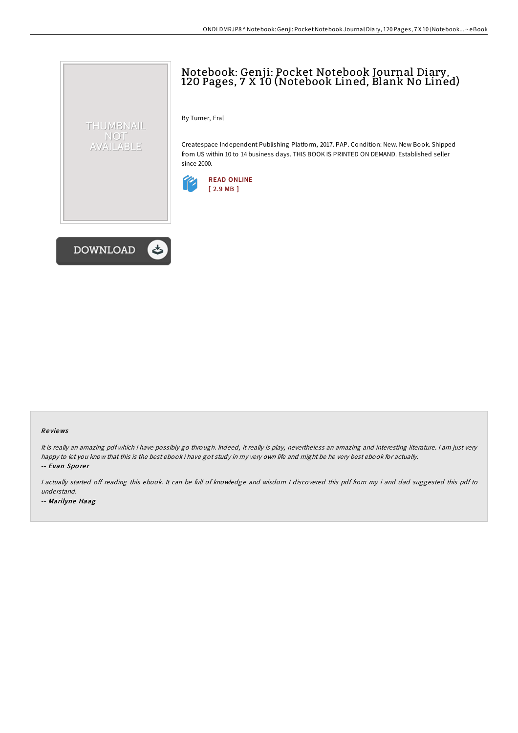# Notebook: Genji: Pocket Notebook Journal Diary, 120 Pages, 7 X 10 (Notebook Lined, Blank No Lined)

By Turner, Eral

Createspace Independent Publishing Platform, 2017. PAP. Condition: New. New Book. Shipped from US within 10 to 14 business days. THIS BOOK IS PRINTED ON DEMAND. Established seller since 2000.

READ ONLINE
[ 2.9 MB ]

DOWNLOAD

### Reviews

*It is really an amazing pdf which i have possibly go through. Indeed, it really is play, nevertheless an amazing and interesting literature. I am just very happy to let you know that this is the best ebook i have got study in my very own life and might be he very best ebook for actually.*

*-- Evan Sporer*

*I actually started off reading this ebook. It can be full of knowledge and wisdom I discovered this pdf from my i and dad suggested this pdf to understand.*

*-- Marilyne Haag*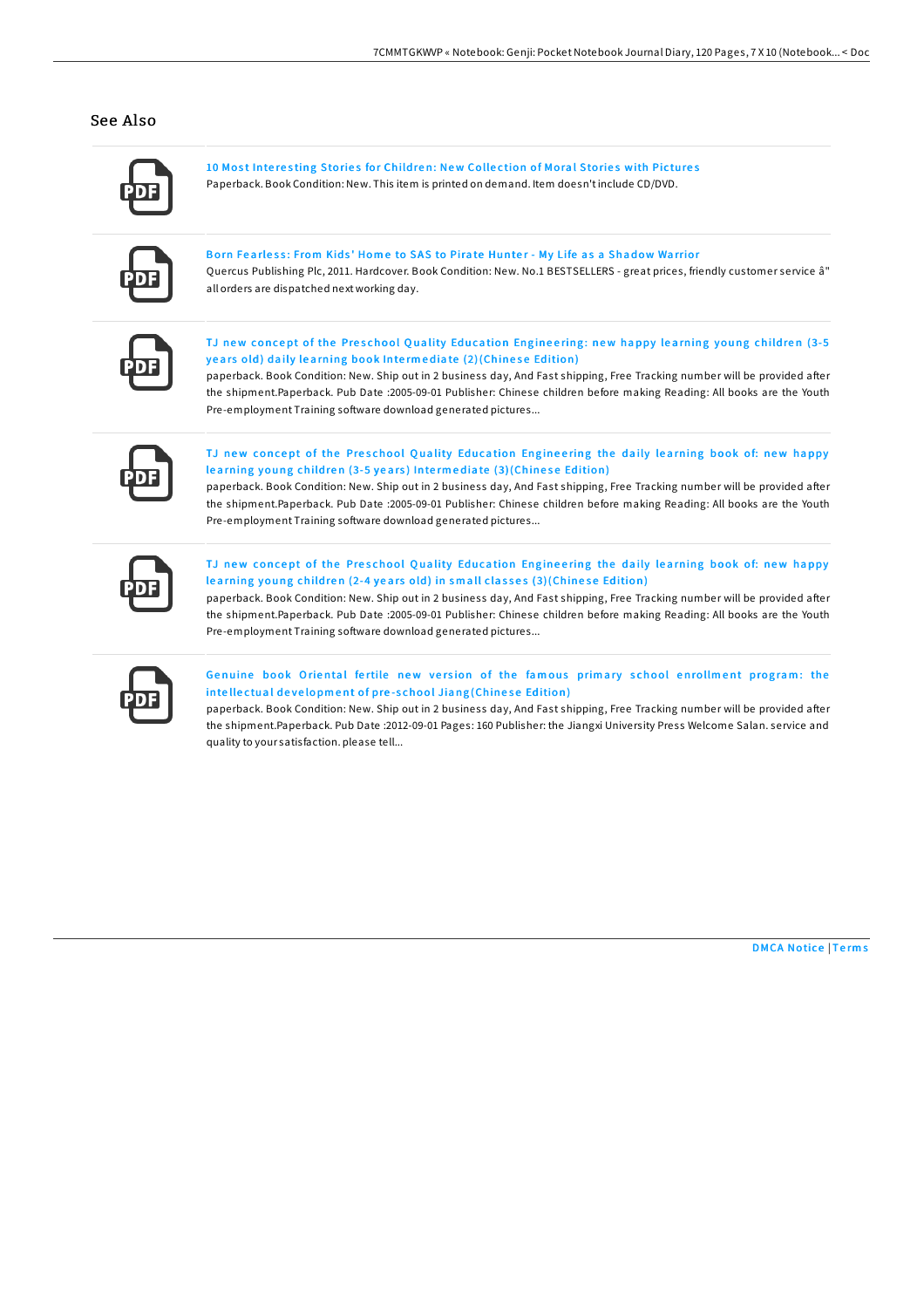## See Also

**10 Most Interesting Stories for Children: New Collection of Moral Stories with Pictures**
Paperback. Book Condition: New. This item is printed on demand. Item doesn't include CD/DVD.

**Born Fearless: From Kids' Home to SAS to Pirate Hunter - My Life as a Shadow Warrior**
Quercus Publishing Plc, 2011. Hardcover. Book Condition: New. No.1 BESTSELLERS - great prices, friendly customer service â" all orders are dispatched next working day.

**TJ new concept of the Preschool Quality Education Engineering: new happy learning young children (3-5 years old) daily learning book Intermediate (2)(Chinese Edition)**
paperback. Book Condition: New. Ship out in 2 business day, And Fast shipping, Free Tracking number will be provided after the shipment.Paperback. Pub Date :2005-09-01 Publisher: Chinese children before making Reading: All books are the Youth Pre-employment Training software download generated pictures...

**TJ new concept of the Preschool Quality Education Engineering the daily learning book of: new happy learning young children (3-5 years) Intermediate (3)(Chinese Edition)**
paperback. Book Condition: New. Ship out in 2 business day, And Fast shipping, Free Tracking number will be provided after the shipment.Paperback. Pub Date :2005-09-01 Publisher: Chinese children before making Reading: All books are the Youth Pre-employment Training software download generated pictures...

**TJ new concept of the Preschool Quality Education Engineering the daily learning book of: new happy learning young children (2-4 years old) in small classes (3)(Chinese Edition)**
paperback. Book Condition: New. Ship out in 2 business day, And Fast shipping, Free Tracking number will be provided after the shipment.Paperback. Pub Date :2005-09-01 Publisher: Chinese children before making Reading: All books are the Youth Pre-employment Training software download generated pictures...

**Genuine book Oriental fertile new version of the famous primary school enrollment program: the intellectual development of pre-school Jiang(Chinese Edition)**
paperback. Book Condition: New. Ship out in 2 business day, And Fast shipping, Free Tracking number will be provided after the shipment.Paperback. Pub Date :2012-09-01 Pages: 160 Publisher: the Jiangxi University Press Welcome Salan. service and quality to your satisfaction. please tell...